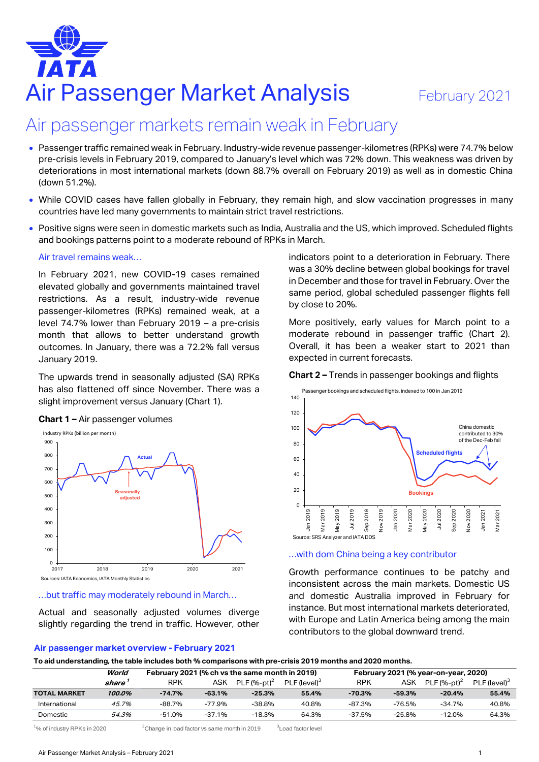# Air Passenger Market Analysis

February 2021

## Air passenger markets remain weak in February

- Passenger traffic remained weak in February. Industry-wide revenue passenger-kilometres (RPKs) were 74.7% below pre-crisis levels in February 2019, compared to January's level which was 72% down. This weakness was driven by deteriorations in most international markets (down 88.7% overall on February 2019) as well as in domestic China (down 51.2%).
- While COVID cases have fallen globally in February, they remain high, and slow vaccination progresses in many countries have led many governments to maintain strict travel restrictions.
- Positive signs were seen in domestic markets such as India, Australia and the US, which improved. Scheduled flights and bookings patterns point to a moderate rebound of RPKs in March.

### Air travel remains weak…

In February 2021, new COVID-19 cases remained elevated globally and governments maintained travel restrictions. As a result, industry-wide revenue passenger-kilometres (RPKs) remained weak, at a level 74.7% lower than February 2019 – a pre-crisis month that allows to better understand growth outcomes. In January, there was a 72.2% fall versus January 2019.

The upwards trend in seasonally adjusted (SA) RPKs has also flattened off since November. There was a slight improvement versus January (Chart 1).

**Chart 1 –** Air passenger volumes

Industry RPKs (billion per month)

Sources: IATA Economics, IATA Monthly Statistics

### …but traffic may moderately rebound in March…

Actual and seasonally adjusted volumes diverge slightly regarding the trend in traffic. However, other indicators point to a deterioration in February. There was a 30% decline between global bookings for travel in December and those for travel in February. Over the same period, global scheduled passenger flights fell by close to 20%.

More positively, early values for March point to a moderate rebound in passenger traffic (Chart 2). Overall, it has been a weaker start to 2021 than expected in current forecasts.

**Chart 2 –** Trends in passenger bookings and flights

Passenger bookings and scheduled flights, indexed to 100 in Jan 2019

Source: SRS Analyzer and IATA DDS

### …with dom China being a key contributor

Growth performance continues to be patchy and inconsistent across the main markets. Domestic US and domestic Australia improved in February for instance. But most international markets deteriorated, with Europe and Latin America being among the main contributors to the global downward trend.

### Air passenger market overview - February 2021

**To aid understanding, the table includes both % comparisons with pre-crisis 2019 months and 2020 months.**

| | World share[1] | February 2021 (% ch vs the same month in 2019) | | | | February 2021 (% year-on-year, 2020) | | | |
|---|---|---|---|---|---|---|---|---|---|
| | | RPK | ASK | PLF (%-pt)[2] | PLF (level)[3] | RPK | ASK | PLF (%-pt)[2] | PLF (level)[3] |
| **TOTAL MARKET** | ***100.0%*** | **-74.7%** | **-63.1%** | **-25.3%** | **55.4%** | **-70.3%** | **-59.3%** | **-20.4%** | **55.4%** |
| International | *45.7%* | -88.7% | -77.9% | -38.8% | 40.8% | -87.3% | -76.5% | -34.7% | 40.8% |
| Domestic | *54.3%* | -51.0% | -37.1% | -18.3% | 64.3% | -37.5% | -25.8% | -12.0% | 64.3% |

[1]% of industry RPKs in 2020 [2]Change in load factor vs same month in 2019 [3]Load factor level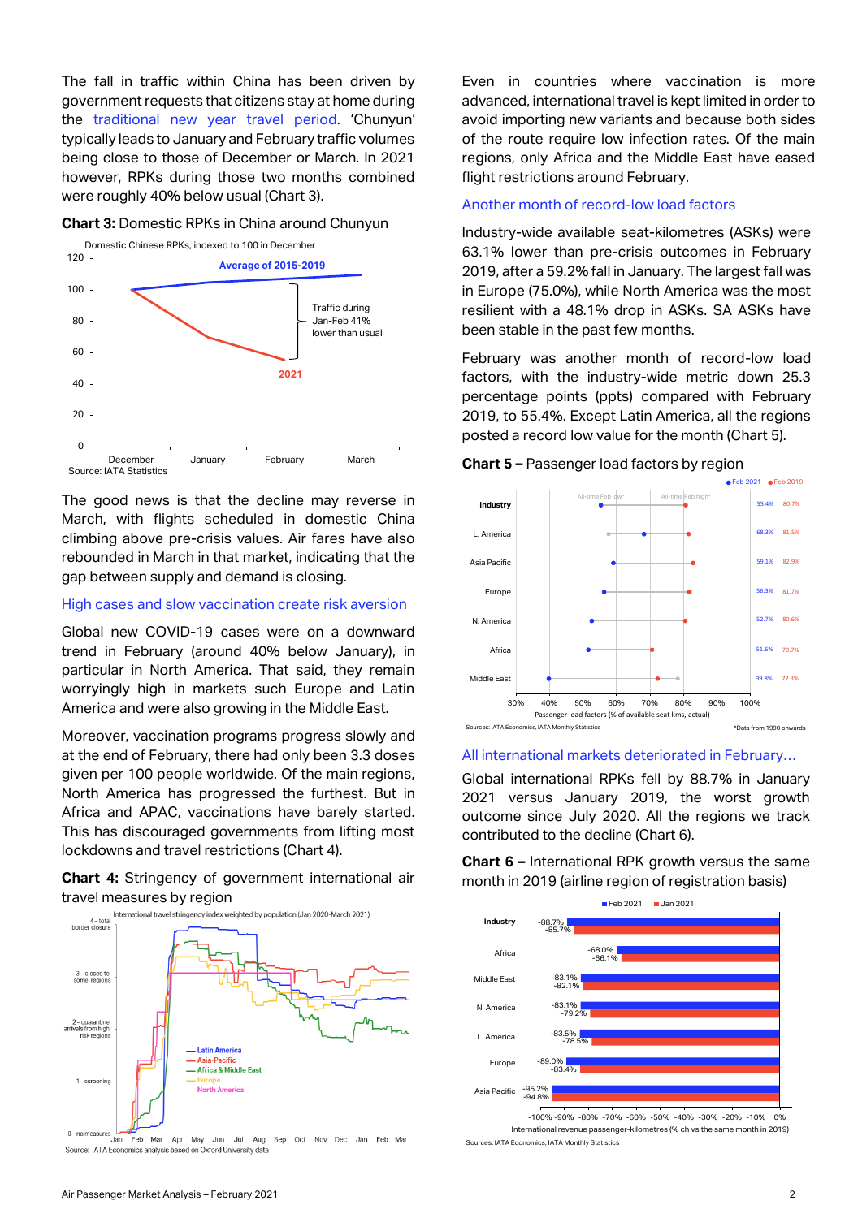The fall in traffic within China has been driven by government requests that citizens stay at home during the traditional new year travel period. 'Chunyun' typically leads to January and February traffic volumes being close to those of December or March. In 2021 however, RPKs during those two months combined were roughly 40% below usual (Chart 3).

**Chart 3:** Domestic RPKs in China around Chunyun

Domestic Chinese RPKs, indexed to 100 in December

Source: IATA Statistics

The good news is that the decline may reverse in March, with flights scheduled in domestic China climbing above pre-crisis values. Air fares have also rebounded in March in that market, indicating that the gap between supply and demand is closing.

### High cases and slow vaccination create risk aversion

Global new COVID-19 cases were on a downward trend in February (around 40% below January), in particular in North America. That said, they remain worryingly high in markets such Europe and Latin America and were also growing in the Middle East.

Moreover, vaccination programs progress slowly and at the end of February, there had only been 3.3 doses given per 100 people worldwide. Of the main regions, North America has progressed the furthest. But in Africa and APAC, vaccinations have barely started. This has discouraged governments from lifting most lockdowns and travel restrictions (Chart 4).

**Chart 4:** Stringency of government international air travel measures by region

International travel stringency index weighted by population (Jan 2020-March 2021)

Source: IATA Economics analysis based on Oxford University data

Even in countries where vaccination is more advanced, international travel is kept limited in order to avoid importing new variants and because both sides of the route require low infection rates. Of the main regions, only Africa and the Middle East have eased flight restrictions around February.

### Another month of record-low load factors

Industry-wide available seat-kilometres (ASKs) were 63.1% lower than pre-crisis outcomes in February 2019, after a 59.2% fall in January. The largest fall was in Europe (75.0%), while North America was the most resilient with a 48.1% drop in ASKs. SA ASKs have been stable in the past few months.

February was another month of record-low load factors, with the industry-wide metric down 25.3 percentage points (ppts) compared with February 2019, to 55.4%. Except Latin America, all the regions posted a record low value for the month (Chart 5).

**Chart 5 –** Passenger load factors by region

| Region | Feb 2021 | Feb 2019 |
|---|---|---|
| Industry | 55.4% | 80.7% |
| L. America | 68.3% | 81.5% |
| Asia Pacific | 59.1% | 82.9% |
| Europe | 56.3% | 81.7% |
| N. America | 52.7% | 80.6% |
| Africa | 51.6% | 70.7% |
| Middle East | 39.8% | 72.3% |

Passenger load factors (% of available seat kms, actual)

Sources: IATA Economics, IATA Monthly Statistics

*Data from 1990 onwards

### All international markets deteriorated in February…

Global international RPKs fell by 88.7% in January 2021 versus January 2019, the worst growth outcome since July 2020. All the regions we track contributed to the decline (Chart 6).

**Chart 6 –** International RPK growth versus the same month in 2019 (airline region of registration basis)

| Region | Feb 2021 | Jan 2021 |
|---|---|---|
| Industry | -88.7% | -85.7% |
| Africa | -68.0% | -66.1% |
| Middle East | -83.1% | -82.1% |
| N. America | -83.1% | -79.2% |
| L. America | -83.5% | -78.5% |
| Europe | -89.0% | -83.4% |
| Asia Pacific | -95.2% | -94.8% |

International revenue passenger-kilometres (% ch vs the same month in 2019)

Sources: IATA Economics, IATA Monthly Statistics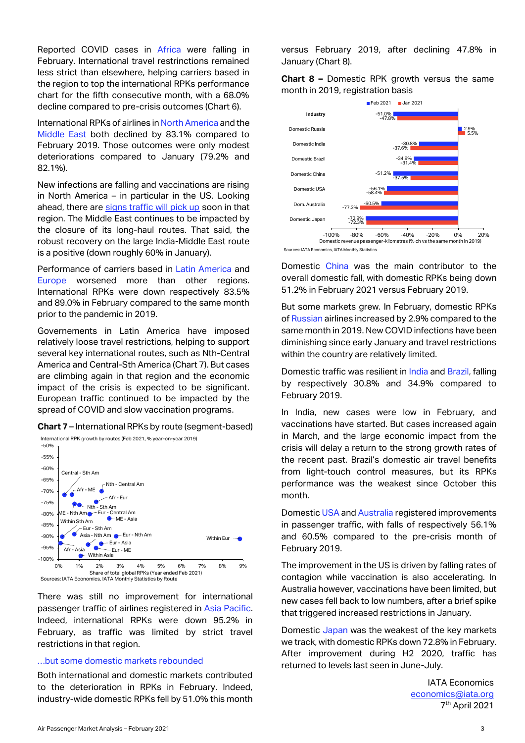Reported COVID cases in Africa were falling in February. International travel restrinctions remained less strict than elsewhere, helping carriers based in the region to top the international RPKs performance chart for the fifth consecutive month, with a 68.0% decline compared to pre-crisis outcomes (Chart 6).

International RPKs of airlines in North America and the Middle East both declined by 83.1% compared to February 2019. Those outcomes were only modest deteriorations compared to January (79.2% and 82.1%).

New infections are falling and vaccinations are rising in North America – in particular in the US. Looking ahead, there are signs traffic will pick up soon in that region. The Middle East continues to be impacted by the closure of its long-haul routes. That said, the robust recovery on the large India-Middle East route is a positive (down roughly 60% in January).

Performance of carriers based in Latin America and Europe worsened more than other regions. International RPKs were down respectively 83.5% and 89.0% in February compared to the same month prior to the pandemic in 2019.

Governements in Latin America have imposed relatively loose travel restrictions, helping to support several key international routes, such as Nth-Central America and Central-Sth America (Chart 7). But cases are climbing again in that region and the economic impact of the crisis is expected to be significant. European traffic continued to be impacted by the spread of COVID and slow vaccination programs.

**Chart 7** – International RPKs by route (segment-based)

International RPK growth by routes (Feb 2021, % year-on-year 2019)

Sources: IATA Economics, IATA Monthly Statistics by Route

There was still no improvement for international passenger traffic of airlines registered in Asia Pacific. Indeed, international RPKs were down 95.2% in February, as traffic was limited by strict travel restrictions in that region.

## …but some domestic markets rebounded

Both international and domestic markets contributed to the deterioration in RPKs in February. Indeed, industry-wide domestic RPKs fell by 51.0% this month versus February 2019, after declining 47.8% in January (Chart 8).

**Chart 8 –** Domestic RPK growth versus the same month in 2019, registration basis

| | Feb 2021 | Jan 2021 |
|---|---|---|
| Industry | -51.0% | -47.8% |
| Domestic Russia | 2.9% | 5.5% |
| Domestic India | -30.8% | -37.6% |
| Domestic Brazil | -34.9% | -31.4% |
| Domestic China | -51.2% | -37.5% |
| Domestic USA | -56.1% | -58.4% |
| Dom. Australia | -60.5% | -77.3% |
| Domestic Japan | -72.8% | -72.3% |

Domestic revenue passenger-kilometres (% ch vs the same month in 2019)

Sources: IATA Economics, IATA Monthly Statistics

Domestic China was the main contributor to the overall domestic fall, with domestic RPKs being down 51.2% in February 2021 versus February 2019.

But some markets grew. In February, domestic RPKs of Russian airlines increased by 2.9% compared to the same month in 2019. New COVID infections have been diminishing since early January and travel restrictions within the country are relatively limited.

Domestic traffic was resilient in India and Brazil, falling by respectively 30.8% and 34.9% compared to February 2019.

In India, new cases were low in February, and vaccinations have started. But cases increased again in March, and the large economic impact from the crisis will delay a return to the strong growth rates of the recent past. Brazil's domestic air travel benefits from light-touch control measures, but its RPKs performance was the weakest since October this month.

Domestic USA and Australia registered improvements in passenger traffic, with falls of respectively 56.1% and 60.5% compared to the pre-crisis month of February 2019.

The improvement in the US is driven by falling rates of contagion while vaccination is also accelerating. In Australia however, vaccinations have been limited, but new cases fell back to low numbers, after a brief spike that triggered increased restrictions in January.

Domestic Japan was the weakest of the key markets we track, with domestic RPKs down 72.8% in February. After improvement during H2 2020, traffic has returned to levels last seen in June-July.

IATA Economics
economics@iata.org
7th April 2021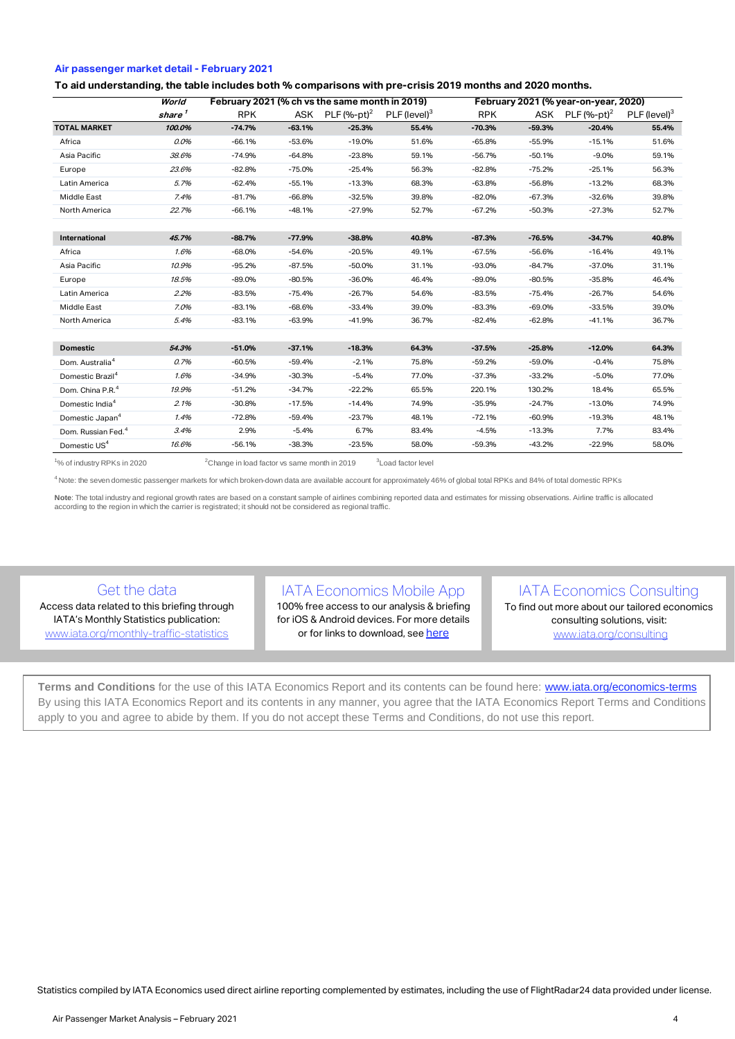### Air passenger market detail - February 2021

**To aid understanding, the table includes both % comparisons with pre-crisis 2019 months and 2020 months.**

| | World | February 2021 (% ch vs the same month in 2019) | | | | February 2021 (% year-on-year, 2020) | | | |
|---|---|---|---|---|---|---|---|---|---|
| | *share* [1] | RPK | ASK | PLF (%-pt) [2] | PLF (level) [3] | RPK | ASK | PLF (%-pt) [2] | PLF (level) [3] |
| **TOTAL MARKET** | *100.0%* | **-74.7%** | **-63.1%** | **-25.3%** | **55.4%** | **-70.3%** | **-59.3%** | **-20.4%** | **55.4%** |
| Africa | *0.0%* | -66.1% | -53.6% | -19.0% | 51.6% | -65.8% | -55.9% | -15.1% | 51.6% |
| Asia Pacific | *38.6%* | -74.9% | -64.8% | -23.8% | 59.1% | -56.7% | -50.1% | -9.0% | 59.1% |
| Europe | *23.6%* | -82.8% | -75.0% | -25.4% | 56.3% | -82.8% | -75.2% | -25.1% | 56.3% |
| Latin America | *5.7%* | -62.4% | -55.1% | -13.3% | 68.3% | -63.8% | -56.8% | -13.2% | 68.3% |
| Middle East | *7.4%* | -81.7% | -66.8% | -32.5% | 39.8% | -82.0% | -67.3% | -32.6% | 39.8% |
| North America | *22.7%* | -66.1% | -48.1% | -27.9% | 52.7% | -67.2% | -50.3% | -27.3% | 52.7% |
| **International** | *45.7%* | **-88.7%** | **-77.9%** | **-38.8%** | **40.8%** | **-87.3%** | **-76.5%** | **-34.7%** | **40.8%** |
| Africa | *1.6%* | -68.0% | -54.6% | -20.5% | 49.1% | -67.5% | -56.6% | -16.4% | 49.1% |
| Asia Pacific | *10.9%* | -95.2% | -87.5% | -50.0% | 31.1% | -93.0% | -84.7% | -37.0% | 31.1% |
| Europe | *18.5%* | -89.0% | -80.5% | -36.0% | 46.4% | -89.0% | -80.5% | -35.8% | 46.4% |
| Latin America | *2.2%* | -83.5% | -75.4% | -26.7% | 54.6% | -83.5% | -75.4% | -26.7% | 54.6% |
| Middle East | *7.0%* | -83.1% | -68.6% | -33.4% | 39.0% | -83.3% | -69.0% | -33.5% | 39.0% |
| North America | *5.4%* | -83.1% | -63.9% | -41.9% | 36.7% | -82.4% | -62.8% | -41.1% | 36.7% |
| **Domestic** | *54.3%* | **-51.0%** | **-37.1%** | **-18.3%** | **64.3%** | **-37.5%** | **-25.8%** | **-12.0%** | **64.3%** |
| Dom. Australia [4] | *0.7%* | -60.5% | -59.4% | -2.1% | 75.8% | -59.2% | -59.0% | -0.4% | 75.8% |
| Domestic Brazil [4] | *1.6%* | -34.9% | -30.3% | -5.4% | 77.0% | -37.3% | -33.2% | -5.0% | 77.0% |
| Dom. China P.R. [4] | *19.9%* | -51.2% | -34.7% | -22.2% | 65.5% | 220.1% | 130.2% | 18.4% | 65.5% |
| Domestic India [4] | *2.1%* | -30.8% | -17.5% | -14.4% | 74.9% | -35.9% | -24.7% | -13.0% | 74.9% |
| Domestic Japan [4] | *1.4%* | -72.8% | -59.4% | -23.7% | 48.1% | -72.1% | -60.9% | -19.3% | 48.1% |
| Dom. Russian Fed. [4] | *3.4%* | 2.9% | -5.4% | 6.7% | 83.4% | -4.5% | -13.3% | 7.7% | 83.4% |
| Domestic US [4] | *16.6%* | -56.1% | -38.3% | -23.5% | 58.0% | -59.3% | -43.2% | -22.9% | 58.0% |

[1] % of industry RPKs in 2020 [2] Change in load factor vs same month in 2019 [3] Load factor level

[4] Note: the seven domestic passenger markets for which broken-down data are available account for approximately 46% of global total RPKs and 84% of total domestic RPKs

**Note**: The total industry and regional growth rates are based on a constant sample of airlines combining reported data and estimates for missing observations. Airline traffic is allocated according to the region in which the carrier is registrated; it should not be considered as regional traffic.

## Get the data

Access data related to this briefing through IATA's Monthly Statistics publication: www.iata.org/monthly-traffic-statistics

## IATA Economics Mobile App

100% free access to our analysis & briefing for iOS & Android devices. For more details or for links to download, see here

## IATA Economics Consulting

To find out more about our tailored economics consulting solutions, visit: www.iata.org/consulting

**Terms and Conditions** for the use of this IATA Economics Report and its contents can be found here: www.iata.org/economics-terms
By using this IATA Economics Report and its contents in any manner, you agree that the IATA Economics Report Terms and Conditions apply to you and agree to abide by them. If you do not accept these Terms and Conditions, do not use this report.

Statistics compiled by IATA Economics used direct airline reporting complemented by estimates, including the use of FlightRadar24 data provided under license.